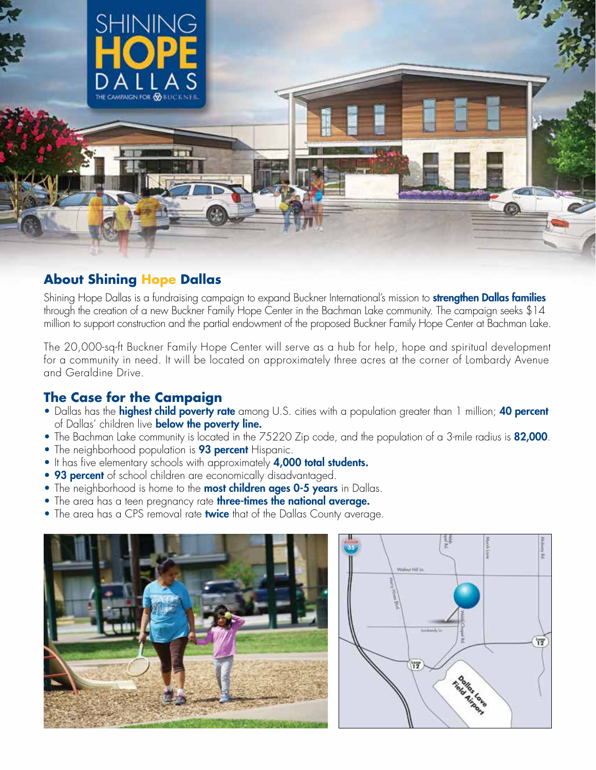## About Shining Hope Dallas

Shining Hope Dallas is a fundraising campaign to expand Buckner International's mission to **strengthen Dallas families** through the creation of a new Buckner Family Hope Center in the Bachman Lake community. The campaign seeks $14 million to support construction and the partial endowment of the proposed Buckner Family Hope Center at Bachman Lake.

The 20,000-sq-ft Buckner Family Hope Center will serve as a hub for help, hope and spiritual development for a community in need. It will be located on approximately three acres at the corner of Lombardy Avenue and Geraldine Drive.

## The Case for the Campaign

- Dallas has the **highest child poverty rate** among U.S. cities with a population greater than 1 million; **40 percent** of Dallas' children live **below the poverty line.**
- The Bachman Lake community is located in the 75220 Zip code, and the population of a 3-mile radius is **82,000**.
- The neighborhood population is **93 percent** Hispanic.
- It has five elementary schools with approximately **4,000 total students.**
- **93 percent** of school children are economically disadvantaged.
- The neighborhood is home to the **most children ages 0-5 years** in Dallas.
- The area has a teen pregnancy rate **three-times the national average.**
- The area has a CPS removal rate **twice** that of the Dallas County average.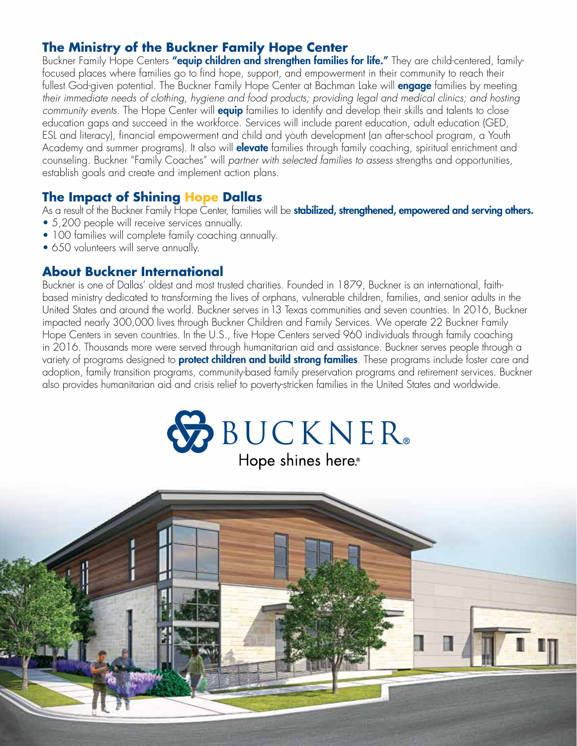## The Ministry of the Buckner Family Hope Center

Buckner Family Hope Centers **"equip children and strengthen families for life."** They are child-centered, family-focused places where families go to find hope, support, and empowerment in their community to reach their fullest God-given potential. The Buckner Family Hope Center at Bachman Lake will **engage** families by meeting *their immediate needs of clothing, hygiene and food products; providing legal and medical clinics; and hosting community events.* The Hope Center will **equip** families to identify and develop their skills and talents to close education gaps and succeed in the workforce. Services will include parent education, adult education (GED, ESL and literacy), financial empowerment and child and youth development (an after-school program, a Youth Academy and summer programs). It also will **elevate** families through family coaching, spiritual enrichment and counseling. Buckner "Family Coaches" will *partner with selected families to assess* strengths and opportunities, establish goals and create and implement action plans.

## The Impact of Shining Hope Dallas

As a result of the Buckner Family Hope Center, families will be **stabilized, strengthened, empowered and serving others.**

- 5,200 people will receive services annually.
- 100 families will complete family coaching annually.
- 650 volunteers will serve annually.

## About Buckner International

Buckner is one of Dallas' oldest and most trusted charities. Founded in 1879, Buckner is an international, faith-based ministry dedicated to transforming the lives of orphans, vulnerable children, families, and senior adults in the United States and around the world. Buckner serves in 13 Texas communities and seven countries. In 2016, Buckner impacted nearly 300,000 lives through Buckner Children and Family Services. We operate 22 Buckner Family Hope Centers in seven countries. In the U.S., five Hope Centers served 960 individuals through family coaching in 2016. Thousands more were served through humanitarian aid and assistance. Buckner serves people through a variety of programs designed to **protect children and build strong families**. These programs include foster care and adoption, family transition programs, community-based family preservation programs and retirement services. Buckner also provides humanitarian aid and crisis relief to poverty-stricken families in the United States and worldwide.

BUCKNER®

Hope shines here.®